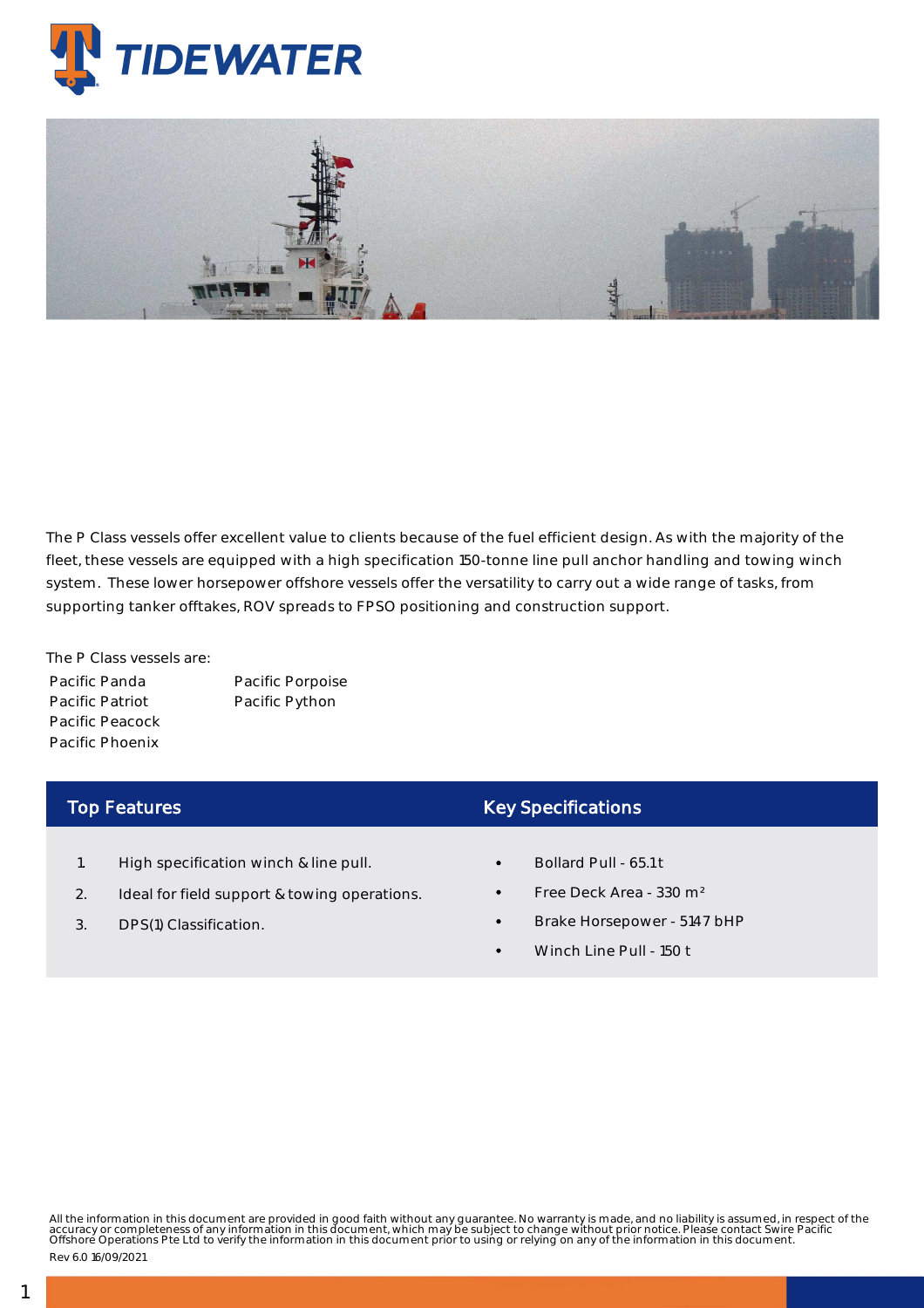The P Class vessels offer excellent value to clients because of the fuel efficient design. As with the majority of the fleet, these vessels are equipped with a high specification 150-tonne line pull anchor handling and towing winch system. These lower horsepower offshore vessels offer the versatility to carry out a wide range of tasks, from supporting tanker offtakes, ROV spreads to FPSO positioning and construction support.

The P Class vessels are:

- Pacific Panda
- Pacific Patriot
- Pacific Peacock
- Pacific Phoenix
- Pacific Porpoise
- Pacific Python

## Top Features

1. High specification winch & line pull.
2. Ideal for field support & towing operations.
3. DPS(1) Classification.

## Key Specifications

- Bollard Pull - 65.1t
- Free Deck Area - 330 $m^2$
- Brake Horsepower - 5147 bHP
- Winch Line Pull - 150 t

All the information in this document are provided in good faith without any guarantee. No warranty is made, and no liability is assumed, in respect of the accuracy or completeness of any information in this document, which may be subject to change without prior notice. Please contact Swire Pacific Offshore Operations Pte Ltd to verify the information in this document prior to using or relying on any of the information in this document.

Rev 6.0 16/09/2021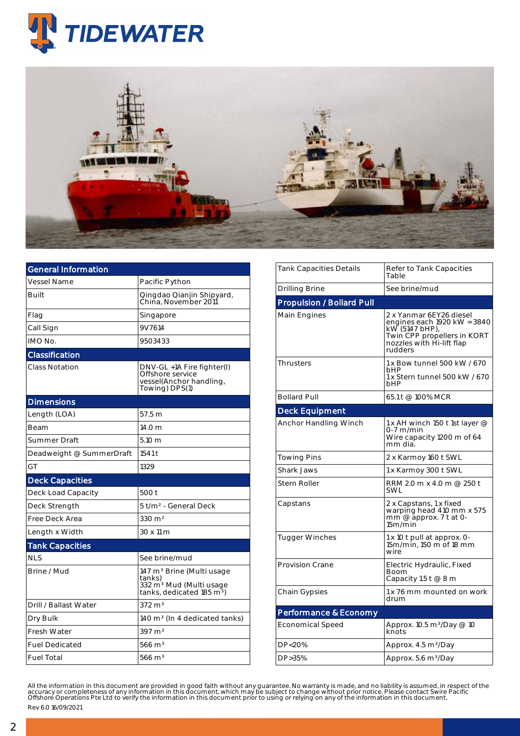TIDEWATER

## General Information

| General Information | |
|---|---|
| Vessel Name | Pacific Python |
| Built | Qingdao Qianjin Shipyard, China, November 2011 |
| Flag | Singapore |
| Call Sign | 9V7614 |
| IMO No. | 9503433 |
| **Classification** | |
| Class Notation | DNV-GL +1A Fire fighter(I) Offshore service vessel(Anchor handling, Towing) DPS(1) |
| **Dimensions** | |
| Length (LOA) | 57.5 m |
| Beam | 14.0 m |
| Summer Draft | 5.10 m |
| Deadweight @ SummerDraft | 1541 t |
| GT | 1329 |
| **Deck Capacities** | |
| Deck Load Capacity | 500 t |
| Deck Strength | 5 t/m² - General Deck |
| Free Deck Area | 330 m² |
| Length x Width | 30 x 11 m |
| **Tank Capacities** | |
| NLS | See brine/mud |
| Brine / Mud | 147 m³ Brine (Multi usage tanks) 332 m³ Mud (Multi usage tanks, dedicated 185 m³) |
| Drill / Ballast Water | 372 m³ |
| Dry Bulk | 140 m³ (In 4 dedicated tanks) |
| Fresh Water | 397 m³ |
| Fuel Dedicated | 566 m³ |
| Fuel Total | 566 m³ |

| | |
|---|---|
| Tank Capacities Details | Refer to Tank Capacities Table |
| Drilling Brine | See brine/mud |
| **Propulsion / Bollard Pull** | |
| Main Engines | 2 x Yanmar 6EY26 diesel engines each 1920 kW = 3840 kW (5147 bHP), Twin CPP propellers in KORT nozzles with Hi-lift flap rudders |
| Thrusters | 1 x Bow tunnel 500 kW / 670 bHP 1 x Stern tunnel 500 kW / 670 bHP |
| Bollard Pull | 65.1 t @ 100% MCR |
| **Deck Equipment** | |
| Anchor Handling Winch | 1 x AH winch 150 t 1st layer @ 0-7 m/min Wire capacity 1200 m of 64 mm dia. |
| Towing Pins | 2 x Karmoy 160 t SWL |
| Shark Jaws | 1 x Karmoy 300 t SWL |
| Stern Roller | RRM 2.0 m x 4.0 m @ 250 t SWL |
| Capstans | 2 x Capstans, 1 x fixed warping head 410 mm x 575 mm @ approx. 7 t at 0-15m/min |
| Tugger Winches | 1 x 10 t pull at approx. 0-15m/min, 150 m of 18 mm wire |
| Provision Crane | Electric Hydraulic, Fixed Boom Capacity 1.5 t @ 8 m |
| Chain Gypsies | 1 x 76 mm mounted on work drum |
| **Performance & Economy** | |
| Economical Speed | Approx. 10.5 m³/Day @ 10 knots |
| DP<20% | Approx. 4.5 m³/Day |
| DP>35% | Approx. 5.6 m³/Day |

All the information in this document are provided in good faith without any guarantee. No warranty is made, and no liability is assumed, in respect of the accuracy or completeness of any information in this document, which may be subject to change without prior notice. Please contact Swire Pacific Offshore Operations Pte Ltd to verify the information in this document prior to using or relying on any of the information in this document.

Rev 6.0 16/09/2021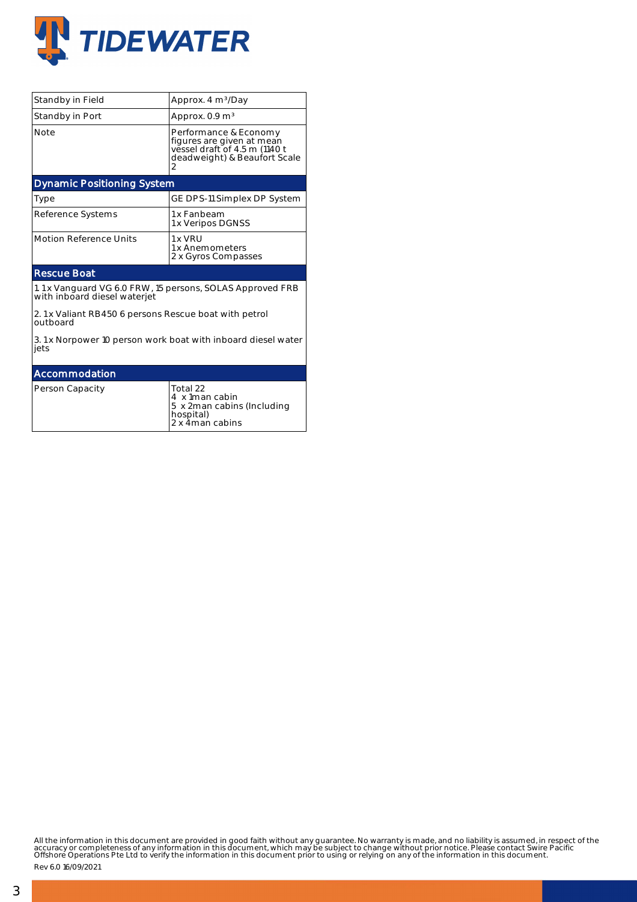| | |
|---|---|
| Standby in Field | Approx. 4 $m^3$/Day |
| Standby in Port | Approx. 0.9 $m^3$ |
| Note | Performance & Economy figures are given at mean vessel draft of 4.5 m (1140 t deadweight) & Beaufort Scale 2 |

## Dynamic Positioning System

| | |
|---|---|
| Type | GE DPS-11 Simplex DP System |
| Reference Systems | 1x Fanbeam<br>1x Veripos DGNSS |
| Motion Reference Units | 1x VRU<br>1x Anemometers<br>2 x Gyros Compasses |

## Rescue Boat

1. 1x Vanguard VG 6.0 FRW, 15 persons, SOLAS Approved FRB with inboard diesel waterjet

2. 1x Valiant RB450 6 persons Rescue boat with petrol outboard

3. 1x Norpower 10 person work boat with inboard diesel water jets

## Accommodation

| | |
|---|---|
| Person Capacity | Total 22<br>4 x 1man cabin<br>5 x 2man cabins (Including hospital)<br>2 x 4man cabins |

All the information in this document are provided in good faith without any guarantee. No warranty is made, and no liability is assumed, in respect of the accuracy or completeness of any information in this document, which may be subject to change without prior notice. Please contact Swire Pacific Offshore Operations Pte Ltd to verify the information in this document prior to using or relying on any of the information in this document.

Rev 6.0 16/09/2021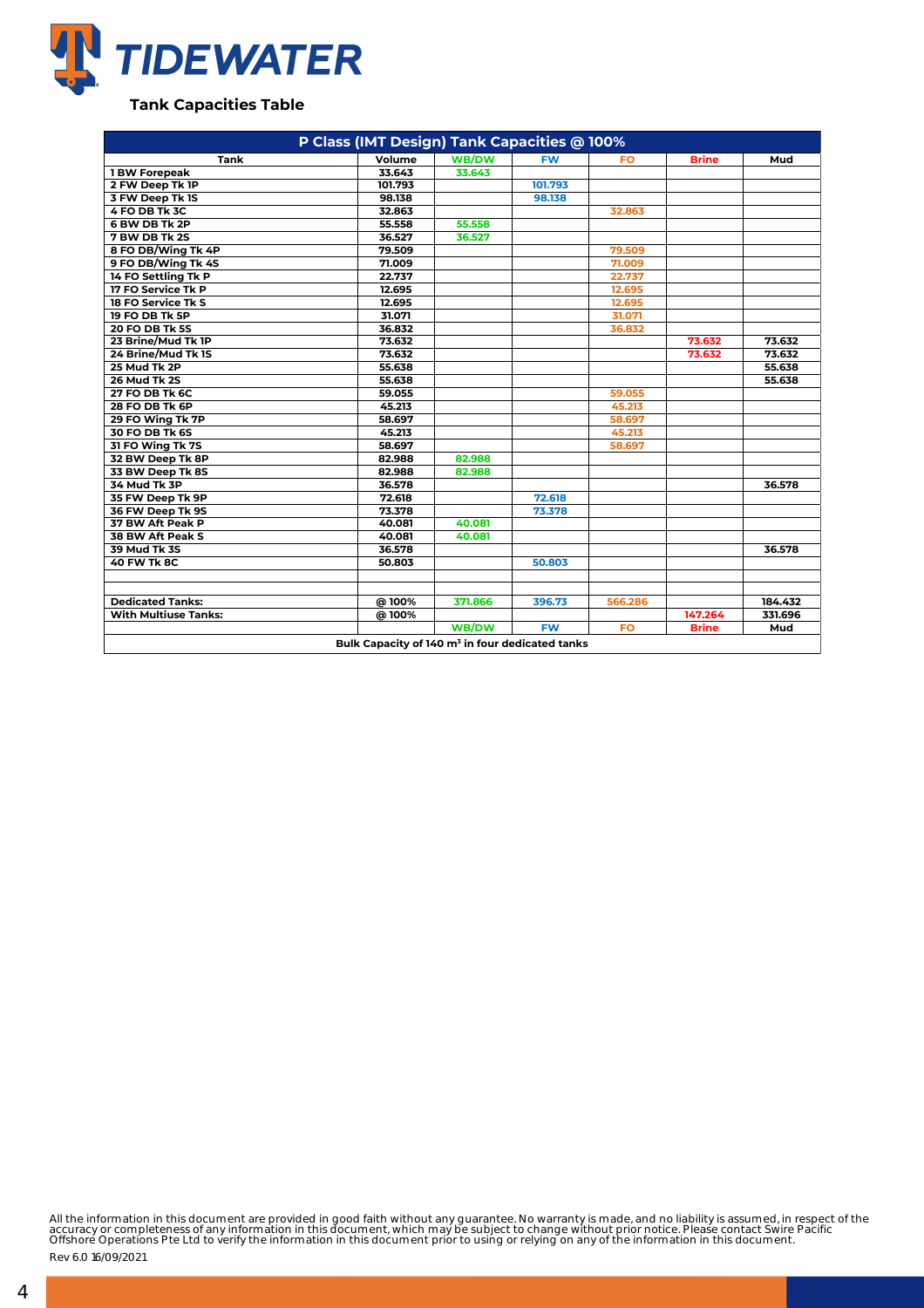**Tank Capacities Table**

| P Class (IMT Design) Tank Capacities @ 100% | | | | | | |
|---|---|---|---|---|---|---|
| **Tank** | **Volume** | **WB/DW** | **FW** | **FO** | **Brine** | **Mud** |
| 1 BW Forepeak | 33.643 | 33.643 | | | | |
| 2 FW Deep Tk 1P | 101.793 | | 101.793 | | | |
| 3 FW Deep Tk 1S | 98.138 | | 98.138 | | | |
| 4 FO DB Tk 3C | 32.863 | | | 32.863 | | |
| 6 BW DB Tk 2P | 55.558 | 55.558 | | | | |
| 7 BW DB Tk 2S | 36.527 | 36.527 | | | | |
| 8 FO DB/Wing Tk 4P | 79.509 | | | 79.509 | | |
| 9 FO DB/Wing Tk 4S | 71.009 | | | 71.009 | | |
| 14 FO Settling Tk P | 22.737 | | | 22.737 | | |
| 17 FO Service Tk P | 12.695 | | | 12.695 | | |
| 18 FO Service Tk S | 12.695 | | | 12.695 | | |
| 19 FO DB Tk 5P | 31.071 | | | 31.071 | | |
| 20 FO DB Tk 5S | 36.832 | | | 36.832 | | |
| 23 Brine/Mud Tk 1P | 73.632 | | | | 73.632 | 73.632 |
| 24 Brine/Mud Tk 1S | 73.632 | | | | 73.632 | 73.632 |
| 25 Mud Tk 2P | 55.638 | | | | | 55.638 |
| 26 Mud Tk 2S | 55.638 | | | | | 55.638 |
| 27 FO DB Tk 6C | 59.055 | | | 59.055 | | |
| 28 FO DB Tk 6P | 45.213 | | | 45.213 | | |
| 29 FO Wing Tk 7P | 58.697 | | | 58.697 | | |
| 30 FO DB Tk 6S | 45.213 | | | 45.213 | | |
| 31 FO Wing Tk 7S | 58.697 | | | 58.697 | | |
| 32 BW Deep Tk 8P | 82.988 | 82.988 | | | | |
| 33 BW Deep Tk 8S | 82.988 | 82.988 | | | | |
| 34 Mud Tk 3P | 36.578 | | | | | 36.578 |
| 35 FW Deep Tk 9P | 72.618 | | 72.618 | | | |
| 36 FW Deep Tk 9S | 73.378 | | 73.378 | | | |
| 37 BW Aft Peak P | 40.081 | 40.081 | | | | |
| 38 BW Aft Peak S | 40.081 | 40.081 | | | | |
| 39 Mud Tk 3S | 36.578 | | | | | 36.578 |
| 40 FW Tk 8C | 50.803 | | 50.803 | | | |
| | | | | | | |
| | | | | | | |
| **Dedicated Tanks:** | @ 100% | 371.866 | 396.73 | 566.286 | | 184.432 |
| **With Multiuse Tanks:** | @ 100% | | | | 147.264 | 331.696 |
| | | **WB/DW** | **FW** | **FO** | **Brine** | **Mud** |
| **Bulk Capacity of 140 m³ in four dedicated tanks** | | | | | | |

All the information in this document are provided in good faith without any guarantee. No warranty is made, and no liability is assumed, in respect of the accuracy or completeness of any information in this document, which may be subject to change without prior notice. Please contact Swire Pacific Offshore Operations Pte Ltd to verify the information in this document prior to using or relying on any of the information in this document.

Rev 6.0 16/09/2021